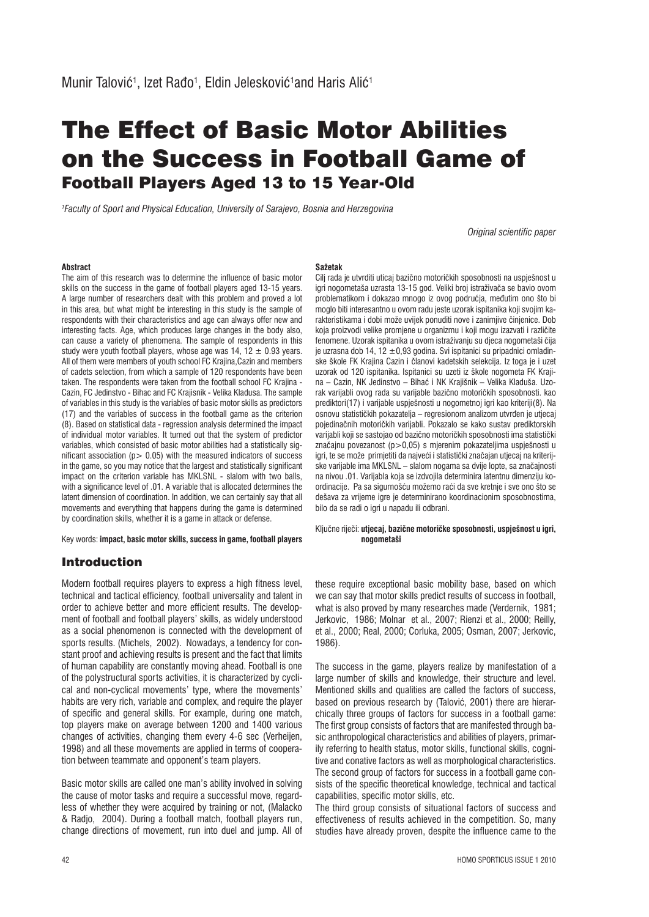Munir Talović[1], Izet Rađo[1], Eldin Jelesković[1] and Haris Alić[1]

# The Effect of Basic Motor Abilities on the Success in Football Game of Football Players Aged 13 to 15 Year-Old

*[1]Faculty of Sport and Physical Education, University of Sarajevo, Bosnia and Herzegovina*

*Original scientific paper*

**Abstract**

The aim of this research was to determine the influence of basic motor skills on the success in the game of football players aged 13-15 years. A large number of researchers dealt with this problem and proved a lot in this area, but what might be interesting in this study is the sample of respondents with their characteristics and age can always offer new and interesting facts. Age, which produces large changes in the body also, can cause a variety of phenomena. The sample of respondents in this study were youth football players, whose age was 14, 12 ± 0.93 years. All of them were members of youth school FC Krajina,Cazin and members of cadets selection, from which a sample of 120 respondents have been taken. The respondents were taken from the football school FC Krajina - Cazin, FC Jedinstvo - Bihac and FC Krajisnik - Velika Kladusa. The sample of variables in this study is the variables of basic motor skills as predictors (17) and the variables of success in the football game as the criterion (8). Based on statistical data - regression analysis determined the impact of individual motor variables. It turned out that the system of predictor variables, which consisted of basic motor abilities had a statistically significant association ($p > 0.05$) with the measured indicators of success in the game, so you may notice that the largest and statistically significant impact on the criterion variable has MKLSNL - slalom with two balls, with a significance level of .01. A variable that is allocated determines the latent dimension of coordination. In addition, we can certainly say that all movements and everything that happens during the game is determined by coordination skills, whether it is a game in attack or defense.

Key words: **impact, basic motor skills, success in game, football players**

**Sažetak**

Cilj rada je utvrditi uticaj bazično motoričkih sposobnosti na uspješnost u igri nogometaša uzrasta 13-15 god. Veliki broj istraživača se bavio ovom problematikom i dokazao mnogo iz ovog područja, međutim ono što bi moglo biti interesantno u ovom radu jeste uzorak ispitanika koji svojim karakteristikama i dobi može uvijek ponuditi nove i zanimljive činjenice. Dob koja proizvodi velike promjene u organizmu i koji mogu izazvati i različite fenomene. Uzorak ispitanika u ovom istraživanju su djeca nogometaši čija je uzrasna dob 14, 12 ±0,93 godina. Svi ispitanici su pripadnici omladinske škole FK Krajina Cazin i članovi kadetskih selekcija. Iz toga je i uzet uzorak od 120 ispitanika. Ispitanici su uzeti iz škole nogometa FK Krajina – Cazin, NK Jedinstvo – Bihać i NK Krajišnik – Velika Kladuša. Uzorak varijabli ovog rada su varijable bazično motoričkih sposobnosti. kao prediktori(17) i varijable uspješnosti u nogometnoj igri kao kriteriji(8). Na osnovu statističkih pokazatelja – regresionom analizom utvrđen je utjecaj pojedinačnih motoričkih varijabli. Pokazalo se kako sustav prediktorskih varijabli koji se sastojao od bazično motoričkih sposobnosti ima statistički značajnu povezanost ($p>0,05$) s mjerenim pokazateljima uspješnosti u igri, te se može primjetiti da najveći i statistički značajan utjecaj na kriterijske varijable ima MKLSNL – slalom nogama sa dvije lopte, sa značajnosti na nivou .01. Varijabla koja se izdvojila determinira latentnu dimenziju koordinacije. Pa sa sigurnošću možemo raći da sve kretnje i sve ono što se dešava za vrijeme igre je determinirano koordinacionim sposobnostima, bilo da se radi o igri u napadu ili odbrani.

Ključne riječi: **utjecaj, bazične motoričke sposobnosti, uspješnost u igri, nogometaši**

## Introduction

Modern football requires players to express a high fitness level, technical and tactical efficiency, football universality and talent in order to achieve better and more efficient results. The development of football and football players' skills, as widely understood as a social phenomenon is connected with the development of sports results. (Michels, 2002). Nowadays, a tendency for constant proof and achieving results is present and the fact that limits of human capability are constantly moving ahead. Football is one of the polystructural sports activities, it is characterized by cyclical and non-cyclical movements' type, where the movements' habits are very rich, variable and complex, and require the player of specific and general skills. For example, during one match, top players make on average between 1200 and 1400 various changes of activities, changing them every 4-6 sec (Verheijen, 1998) and all these movements are applied in terms of cooperation between teammate and opponent's team players.

Basic motor skills are called one man's ability involved in solving the cause of motor tasks and require a successful move, regardless of whether they were acquired by training or not, (Malacko & Radjo, 2004). During a football match, football players run, change directions of movement, run into duel and jump. All of these require exceptional basic mobility base, based on which we can say that motor skills predict results of success in football, what is also proved by many researches made (Verdernik, 1981; Jerkovic, 1986; Molnar et al., 2007; Rienzi et al., 2000; Reilly, et al., 2000; Real, 2000; Corluka, 2005; Osman, 2007; Jerkovic, 1986).

The success in the game, players realize by manifestation of a large number of skills and knowledge, their structure and level. Mentioned skills and qualities are called the factors of success, based on previous research by (Talović, 2001) there are hierarchically three groups of factors for success in a football game: The first group consists of factors that are manifested through basic anthropological characteristics and abilities of players, primarily referring to health status, motor skills, functional skills, cognitive and conative factors as well as morphological characteristics. The second group of factors for success in a football game consists of the specific theoretical knowledge, technical and tactical capabilities, specific motor skills, etc.

The third group consists of situational factors of success and effectiveness of results achieved in the competition. So, many studies have already proven, despite the influence came to the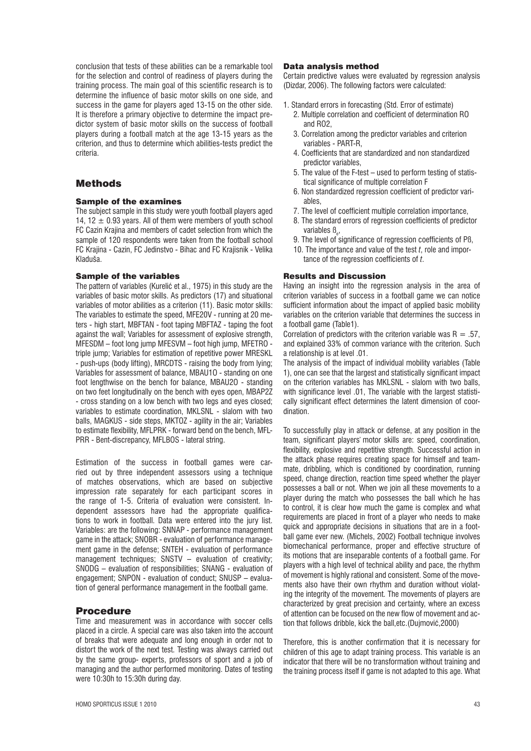conclusion that tests of these abilities can be a remarkable tool for the selection and control of readiness of players during the training process. The main goal of this scientific research is to determine the influence of basic motor skills on one side, and success in the game for players aged 13-15 on the other side. It is therefore a primary objective to determine the impact predictor system of basic motor skills on the success of football players during a football match at the age 13-15 years as the criterion, and thus to determine which abilities-tests predict the criteria.

## Methods

### Sample of the examines

The subject sample in this study were youth football players aged 14, 12 ± 0.93 years. All of them were members of youth school FC Cazin Krajina and members of cadet selection from which the sample of 120 respondents were taken from the football school FC Krajina - Cazin, FC Jedinstvo - Bihac and FC Krajisnik - Velika Kladuša.

### Sample of the variables

The pattern of variables (Kurelić et al., 1975) in this study are the variables of basic motor skills. As predictors (17) and situational variables of motor abilities as a criterion (11). Basic motor skills: The variables to estimate the speed, MFE20V - running at 20 meters - high start, MBFTAN - foot taping MBFTAZ - taping the foot against the wall; Variables for assessment of explosive strength, MFESDM – foot long jump MFESVM – foot high jump, MFETRO - triple jump; Variables for estimation of repetitive power MRESKL - push-ups (body lifting), MRCDTS - raising the body from lying; Variables for assessment of balance, MBAU1O - standing on one foot lengthwise on the bench for balance, MBAU2O - standing on two feet longitudinally on the bench with eyes open, MBAP2Z - cross standing on a low bench with two legs and eyes closed; variables to estimate coordination, MKLSNL - slalom with two balls, MAGKUS - side steps, MKTOZ - agility in the air; Variables to estimate flexibility, MFLPRK - forward bend on the bench, MFLPRR - Bent-discrepancy, MFLBOS - lateral string.

Estimation of the success in football games were carried out by three independent assessors using a technique of matches observations, which are based on subjective impression rate separately for each participant scores in the range of 1-5. Criteria of evaluation were consistent. Independent assessors have had the appropriate qualifications to work in football. Data were entered into the jury list. Variables: are the following: SNNAP - performance management game in the attack; SNOBR - evaluation of performance management game in the defense; SNTEH - evaluation of performance management techniques; SNSTV – evaluation of creativity; SNODG – evaluation of responsibilities; SNANG - evaluation of engagement; SNPON - evaluation of conduct; SNUSP – evaluation of general performance management in the football game.

## Procedure

Time and measurement was in accordance with soccer cells placed in a circle. A special care was also taken into the account of breaks that were adequate and long enough in order not to distort the work of the next test. Testing was always carried out by the same group- experts, professors of sport and a job of managing and the author performed monitoring. Dates of testing were 10:30h to 15:30h during day.

### Data analysis method

Certain predictive values were evaluated by regression analysis (Dizdar, 2006). The following factors were calculated:

1. Standard errors in forecasting (Std. Error of estimate)
2. Multiple correlation and coefficient of determination RO and RO2,
3. Correlation among the predictor variables and criterion variables - PART-R,
4. Coefficients that are standardized and non standardized predictor variables,
5. The value of the F-test – used to perform testing of statistical significance of multiple correlation F
6. Non standardized regression coefficient of predictor variables,
7. The level of coefficient multiple correlation importance,
8. The standard errors of regression coefficients of predictor variables $ß_e$,
9. The level of significance of regression coefficients of Pß,
10. The importance and value of the test *t*, role and importance of the regression coefficients of *t*.

### Results and Discussion

Having an insight into the regression analysis in the area of criterion variables of success in a football game we can notice sufficient information about the impact of applied basic mobility variables on the criterion variable that determines the success in a football game (Table1).

Correlation of predictors with the criterion variable was $R = .57$, and explained 33% of common variance with the criterion. Such a relationship is at level .01.

The analysis of the impact of individual mobility variables (Table 1), one can see that the largest and statistically significant impact on the criterion variables has MKLSNL - slalom with two balls, with significance level .01, The variable with the largest statistically significant effect determines the latent dimension of coordination.

To successfully play in attack or defense, at any position in the team, significant players' motor skills are: speed, coordination, flexibility, explosive and repetitive strength. Successful action in the attack phase requires creating space for himself and teammate, dribbling, which is conditioned by coordination, running speed, change direction, reaction time speed whether the player possesses a ball or not. When we join all these movements to a player during the match who possesses the ball which he has to control, it is clear how much the game is complex and what requirements are placed in front of a player who needs to make quick and appropriate decisions in situations that are in a football game ever new. (Michels, 2002) Football technique involves biomechanical performance, proper and effective structure of its motions that are inseparable contents of a football game. For players with a high level of technical ability and pace, the rhythm of movement is highly rational and consistent. Some of the movements also have their own rhythm and duration without violating the integrity of the movement. The movements of players are characterized by great precision and certainty, where an excess of attention can be focused on the new flow of movement and action that follows dribble, kick the ball,etc.(Dujmović,2000)

Therefore, this is another confirmation that it is necessary for children of this age to adapt training process. This variable is an indicator that there will be no transformation without training and the training process itself if game is not adapted to this age. What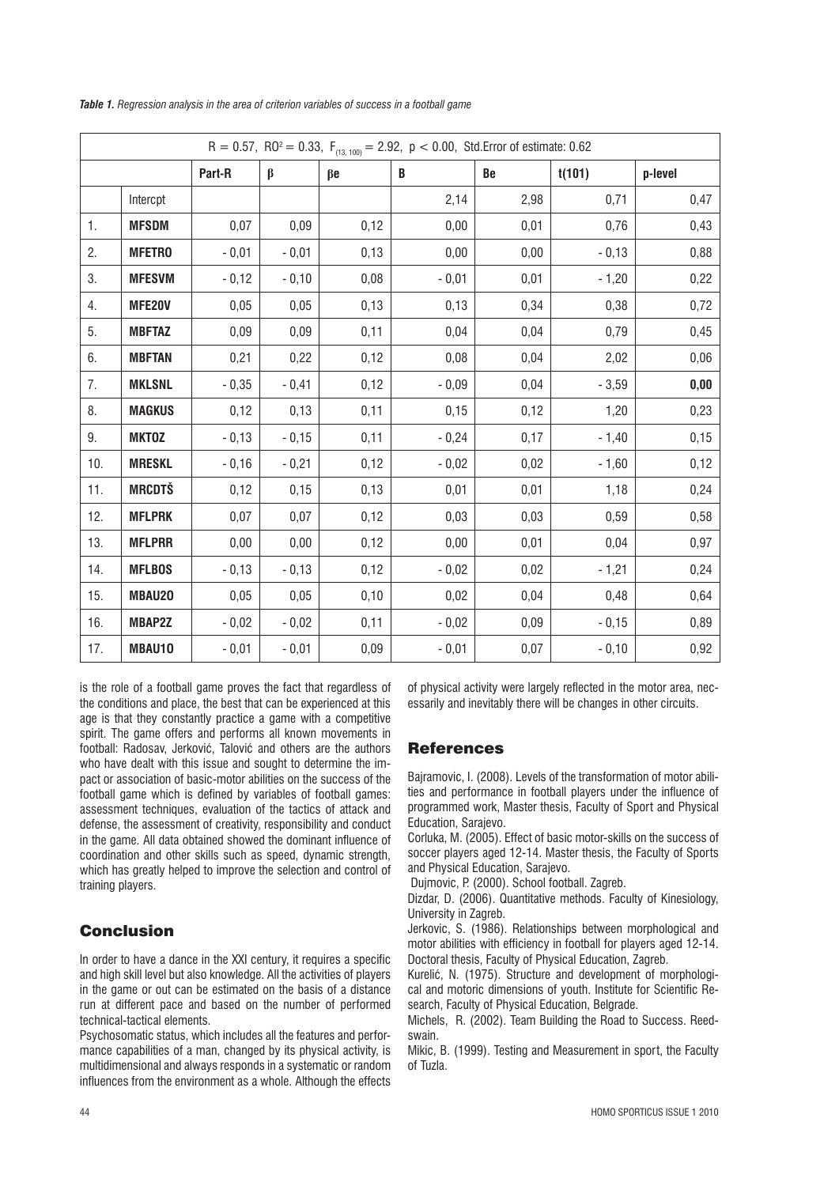*Table 1. Regression analysis in the area of criterion variables of success in a football game*

| $R = 0.57$, $RO^2 = 0.33$, $F_{(13, 100)} = 2.92$, $p < 0.00$, Std.Error of estimate: 0.62 | | | | | | | | |
|---|---|---|---|---|---|---|---|---|
| | | Part-R | β | βe | B | Be | t(101) | p-level |
| | Intercpt | | | | 2,14 | 2,98 | 0,71 | 0,47 |
| 1. | **MFSDM** | 0,07 | 0,09 | 0,12 | 0,00 | 0,01 | 0,76 | 0,43 |
| 2. | **MFETRO** | - 0,01 | - 0,01 | 0,13 | 0,00 | 0,00 | - 0,13 | 0,88 |
| 3. | **MFESVM** | - 0,12 | - 0,10 | 0,08 | - 0,01 | 0,01 | - 1,20 | 0,22 |
| 4. | **MFE20V** | 0,05 | 0,05 | 0,13 | 0,13 | 0,34 | 0,38 | 0,72 |
| 5. | **MBFTAZ** | 0,09 | 0,09 | 0,11 | 0,04 | 0,04 | 0,79 | 0,45 |
| 6. | **MBFTAN** | 0,21 | 0,22 | 0,12 | 0,08 | 0,04 | 2,02 | 0,06 |
| 7. | **MKLSNL** | - 0,35 | - 0,41 | 0,12 | - 0,09 | 0,04 | - 3,59 | **0,00** |
| 8. | **MAGKUS** | 0,12 | 0,13 | 0,11 | 0,15 | 0,12 | 1,20 | 0,23 |
| 9. | **MKTOZ** | - 0,13 | - 0,15 | 0,11 | - 0,24 | 0,17 | - 1,40 | 0,15 |
| 10. | **MRESKL** | - 0,16 | - 0,21 | 0,12 | - 0,02 | 0,02 | - 1,60 | 0,12 |
| 11. | **MRCDTŠ** | 0,12 | 0,15 | 0,13 | 0,01 | 0,01 | 1,18 | 0,24 |
| 12. | **MFLPRK** | 0,07 | 0,07 | 0,12 | 0,03 | 0,03 | 0,59 | 0,58 |
| 13. | **MFLPRR** | 0,00 | 0,00 | 0,12 | 0,00 | 0,01 | 0,04 | 0,97 |
| 14. | **MFLBOS** | - 0,13 | - 0,13 | 0,12 | - 0,02 | 0,02 | - 1,21 | 0,24 |
| 15. | **MBAU2O** | 0,05 | 0,05 | 0,10 | 0,02 | 0,04 | 0,48 | 0,64 |
| 16. | **MBAP2Z** | - 0,02 | - 0,02 | 0,11 | - 0,02 | 0,09 | - 0,15 | 0,89 |
| 17. | **MBAU1O** | - 0,01 | - 0,01 | 0,09 | - 0,01 | 0,07 | - 0,10 | 0,92 |

is the role of a football game proves the fact that regardless of the conditions and place, the best that can be experienced at this age is that they constantly practice a game with a competitive spirit. The game offers and performs all known movements in football: Radosav, Jerković, Talović and others are the authors who have dealt with this issue and sought to determine the impact or association of basic-motor abilities on the success of the football game which is defined by variables of football games: assessment techniques, evaluation of the tactics of attack and defense, the assessment of creativity, responsibility and conduct in the game. All data obtained showed the dominant influence of coordination and other skills such as speed, dynamic strength, which has greatly helped to improve the selection and control of training players.

## Conclusion

In order to have a dance in the XXI century, it requires a specific and high skill level but also knowledge. All the activities of players in the game or out can be estimated on the basis of a distance run at different pace and based on the number of performed technical-tactical elements.

Psychosomatic status, which includes all the features and performance capabilities of a man, changed by its physical activity, is multidimensional and always responds in a systematic or random influences from the environment as a whole. Although the effects of physical activity were largely reflected in the motor area, necessarily and inevitably there will be changes in other circuits.

## References

Bajramovic, I. (2008). Levels of the transformation of motor abilities and performance in football players under the influence of programmed work, Master thesis, Faculty of Sport and Physical Education, Sarajevo.

Corluka, M. (2005). Effect of basic motor-skills on the success of soccer players aged 12-14. Master thesis, the Faculty of Sports and Physical Education, Sarajevo.

Dujmovic, P. (2000). School football. Zagreb.

Dizdar, D. (2006). Quantitative methods. Faculty of Kinesiology, University in Zagreb.

Jerkovic, S. (1986). Relationships between morphological and motor abilities with efficiency in football for players aged 12-14. Doctoral thesis, Faculty of Physical Education, Zagreb.

Kurelić, N. (1975). Structure and development of morphological and motoric dimensions of youth. Institute for Scientific Research, Faculty of Physical Education, Belgrade.

Michels, R. (2002). Team Building the Road to Success. Reedswain.

Mikic, B. (1999). Testing and Measurement in sport, the Faculty of Tuzla.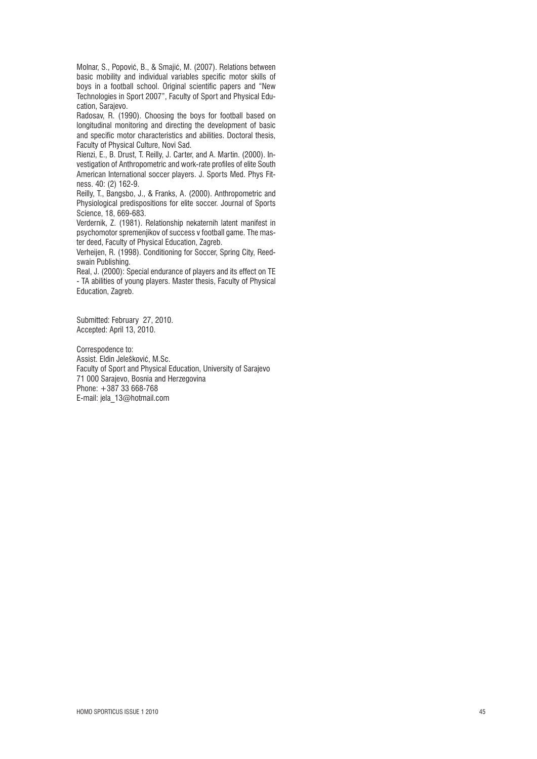Molnar, S., Popović, B., & Smajić, M. (2007). Relations between basic mobility and individual variables specific motor skills of boys in a football school. Original scientific papers and "New Technologies in Sport 2007", Faculty of Sport and Physical Education, Sarajevo.

Radosav, R. (1990). Choosing the boys for football based on longitudinal monitoring and directing the development of basic and specific motor characteristics and abilities. Doctoral thesis, Faculty of Physical Culture, Novi Sad.

Rienzi, E., B. Drust, T. Reilly, J. Carter, and A. Martin. (2000). Investigation of Anthropometric and work-rate profiles of elite South American International soccer players. J. Sports Med. Phys Fitness. 40: (2) 162-9.

Reilly, T., Bangsbo, J., & Franks, A. (2000). Anthropometric and Physiological predispositions for elite soccer. Journal of Sports Science, 18, 669-683.

Verdernik, Z. (1981). Relationship nekaternih latent manifest in psychomotor spremenjikov of success v football game. The master deed, Faculty of Physical Education, Zagreb.

Verheijen, R. (1998). Conditioning for Soccer, Spring City, Reedswain Publishing.

Real, J. (2000): Special endurance of players and its effect on TE - TA abilities of young players. Master thesis, Faculty of Physical Education, Zagreb.

Submitted: February 27, 2010.
Accepted: April 13, 2010.

Correspodence to:
Assist. Eldin Jelešković, M.Sc.
Faculty of Sport and Physical Education, University of Sarajevo
71 000 Sarajevo, Bosnia and Herzegovina
Phone: +387 33 668-768
E-mail: jela_13@hotmail.com